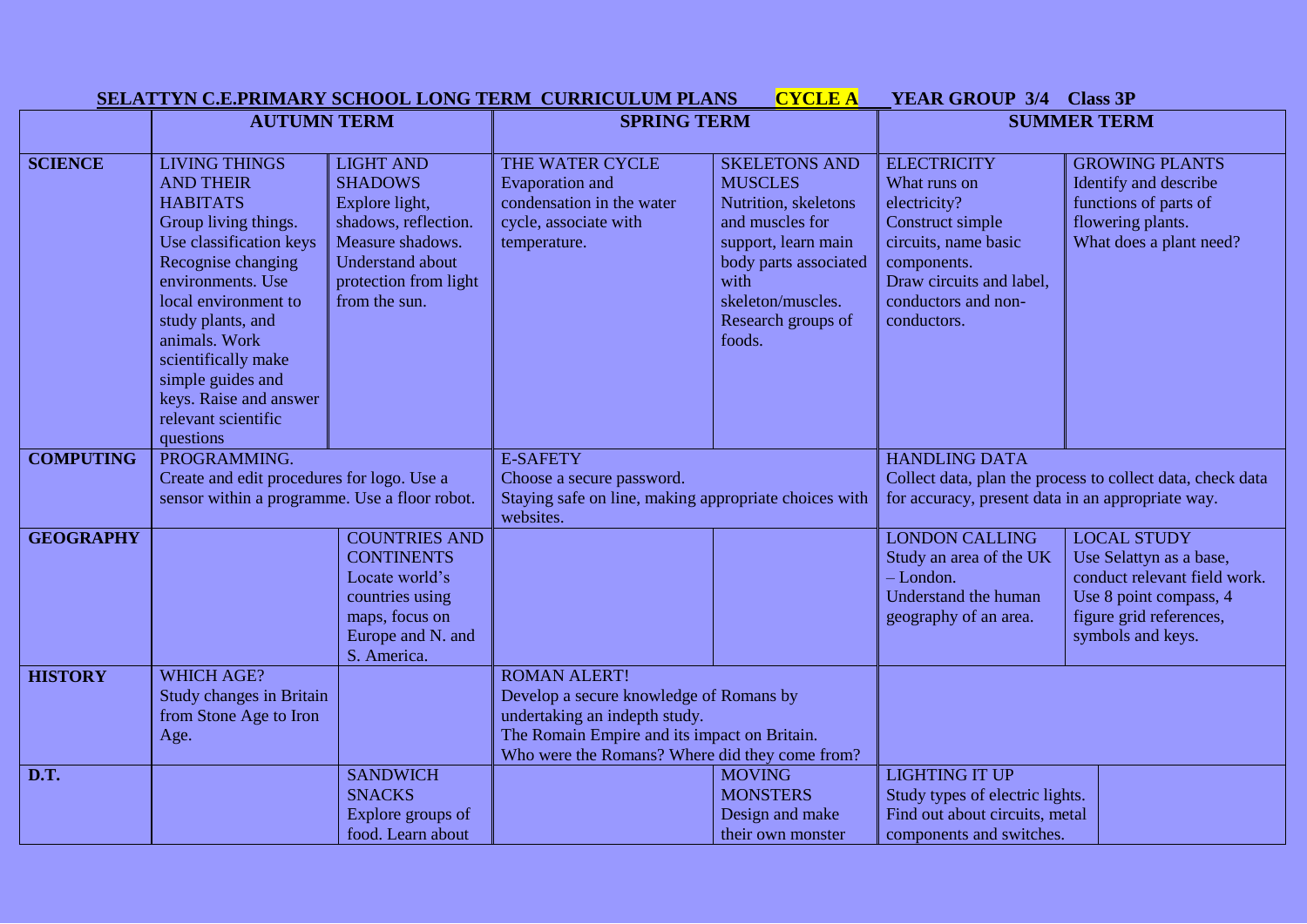**SELATTYN C.E.PRIMARY SCHOOL LONG TERM CURRICULUM PLANS CYCLE A YEAR GROUP 3/4 Class 3P**

| | AUTUMN TERM | | SPRING TERM | | SUMMER TERM | |
|---|---|---|---|---|---|---|
| **SCIENCE** | LIVING THINGS AND THEIR HABITATS Group living things. Use classification keys Recognise changing environments. Use local environment to study plants, and animals. Work scientifically make simple guides and keys. Raise and answer relevant scientific questions | LIGHT AND SHADOWS Explore light, shadows, reflection. Measure shadows. Understand about protection from light from the sun. | THE WATER CYCLE Evaporation and condensation in the water cycle, associate with temperature. | SKELETONS AND MUSCLES Nutrition, skeletons and muscles for support, learn main body parts associated with skeleton/muscles. Research groups of foods. | ELECTRICITY What runs on electricity? Construct simple circuits, name basic components. Draw circuits and label, conductors and non-conductors. | GROWING PLANTS Identify and describe functions of parts of flowering plants. What does a plant need? |
| **COMPUTING** | PROGRAMMING. Create and edit procedures for logo. Use a sensor within a programme. Use a floor robot. | | E-SAFETY Choose a secure password. Staying safe on line, making appropriate choices with websites. | | HANDLING DATA Collect data, plan the process to collect data, check data for accuracy, present data in an appropriate way. | |
| **GEOGRAPHY** | | COUNTRIES AND CONTINENTS Locate world's countries using maps, focus on Europe and N. and S. America. | | | LONDON CALLING Study an area of the UK – London. Understand the human geography of an area. | LOCAL STUDY Use Selattyn as a base, conduct relevant field work. Use 8 point compass, 4 figure grid references, symbols and keys. |
| **HISTORY** | WHICH AGE? Study changes in Britain from Stone Age to Iron Age. | | ROMAN ALERT! Develop a secure knowledge of Romans by undertaking an indepth study. The Romain Empire and its impact on Britain. Who were the Romans? Where did they come from? | | | |
| **D.T.** | | SANDWICH SNACKS Explore groups of food. Learn about | | MOVING MONSTERS Design and make their own monster | LIGHTING IT UP Study types of electric lights. Find out about circuits, metal components and switches. | |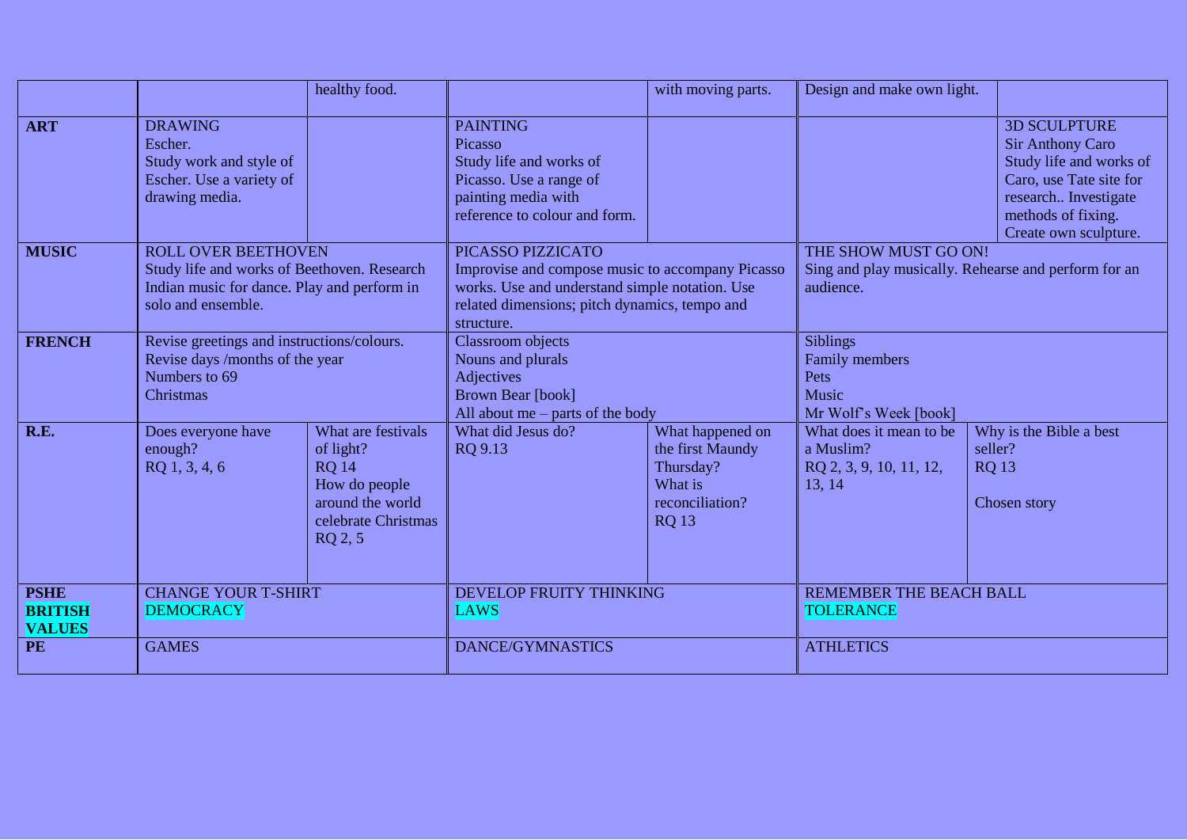| | | | | | | |
|---|---|---|---|---|---|---|
| | | healthy food. | | with moving parts. | Design and make own light. | |
| **ART** | DRAWING<br>Escher.<br>Study work and style of Escher. Use a variety of drawing media. | | PAINTING<br>Picasso<br>Study life and works of Picasso. Use a range of painting media with reference to colour and form. | | | 3D SCULPTURE<br>Sir Anthony Caro<br>Study life and works of Caro, use Tate site for research.. Investigate methods of fixing. Create own sculpture. |
| **MUSIC** | ROLL OVER BEETHOVEN<br>Study life and works of Beethoven. Research Indian music for dance. Play and perform in solo and ensemble. | | PICASSO PIZZICATO<br>Improvise and compose music to accompany Picasso works. Use and understand simple notation. Use related dimensions; pitch dynamics, tempo and structure. | | THE SHOW MUST GO ON!<br>Sing and play musically. Rehearse and perform for an audience. | |
| **FRENCH** | Revise greetings and instructions/colours.<br>Revise days /months of the year<br>Numbers to 69<br>Christmas | | Classroom objects<br>Nouns and plurals<br>Adjectives<br>Brown Bear [book]<br>All about me – parts of the body | | Siblings<br>Family members<br>Pets<br>Music<br>Mr Wolf's Week [book] | |
| **R.E.** | Does everyone have enough?<br>RQ 1, 3, 4, 6 | What are festivals of light?<br>RQ 14<br>How do people around the world celebrate Christmas<br>RQ 2, 5 | What did Jesus do?<br>RQ 9.13 | What happened on the first Maundy Thursday?<br>What is reconciliation?<br>RQ 13 | What does it mean to be a Muslim?<br>RQ 2, 3, 9, 10, 11, 12, 13, 14 | Why is the Bible a best seller?<br>RQ 13<br><br>Chosen story |
| **PSHE**<br>**BRITISH VALUES** | CHANGE YOUR T-SHIRT<br>DEMOCRACY | | DEVELOP FRUITY THINKING<br>LAWS | | REMEMBER THE BEACH BALL<br>TOLERANCE | |
| **PE** | GAMES | | DANCE/GYMNASTICS | | ATHLETICS | |